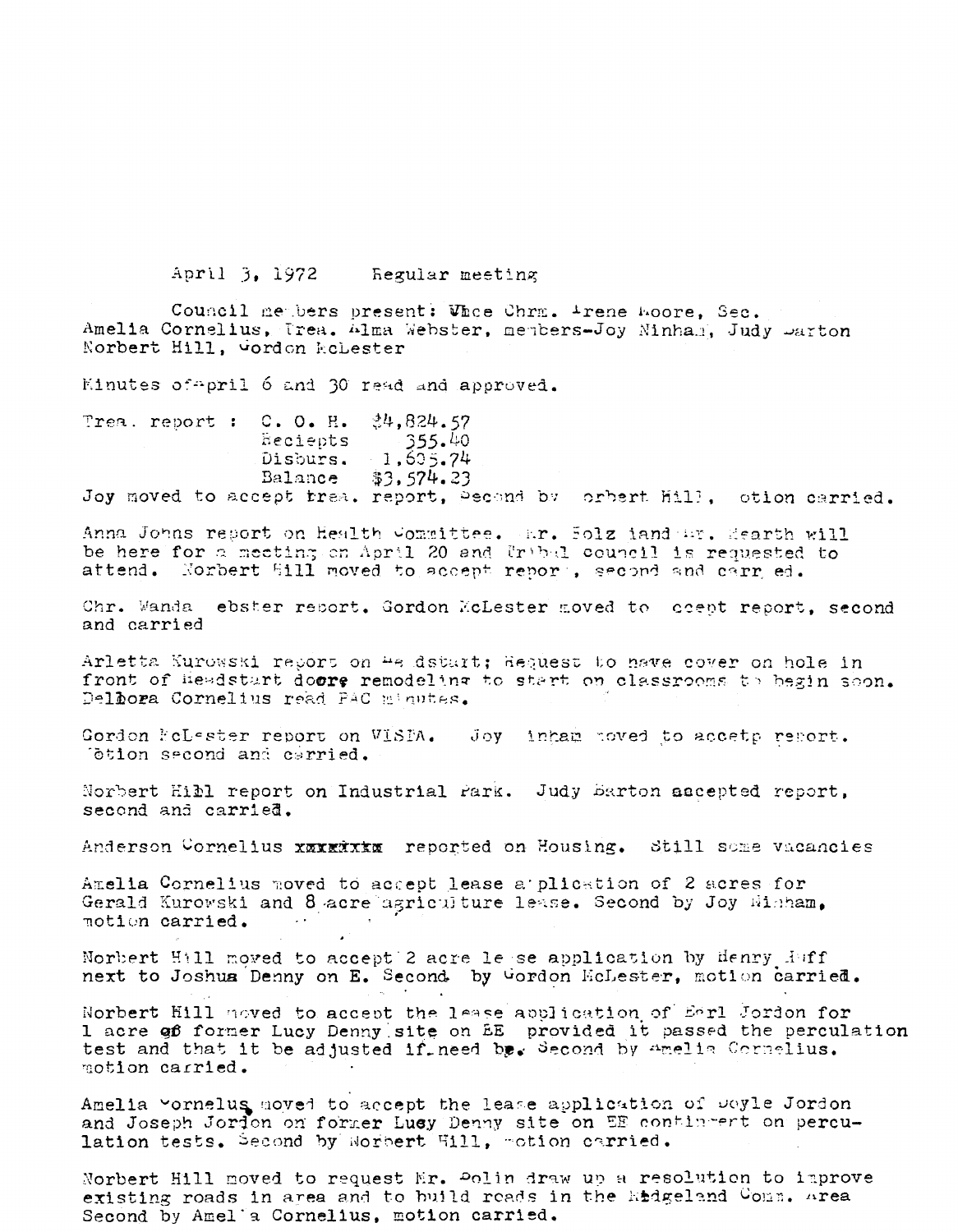April 3, 1972     Regular meeting

Council members present: Vice Chrm. Irene Moore, Sec. Amelia Cornelius, Trea. Alma Webster, members-Joy Ninham, Judy Barton Norbert Hill, Gordon McLester

Minutes of April 6 and 30 read and approved.

| | | |
|---|---|---|
| Trea. report : | C. O. H. | $4,824.57 |
| | Reciepts | 355.40 |
| | Disburs. | 1,605.74 |
| | Balance | $3,574.23 |

Joy moved to accept trea. report, Second by Norbert Hill, motion carried.

Anna Johns report on Health Committee. Mr. Folz and Mr. Hearth will be here for a meeting on April 20 and Tribal council is requested to attend. Norbert Hill moved to accept report, second and carried.

Chr. Wanda Webster report. Gordon McLester moved to accept report, second and carried

Arletta Kurowski report on Headstart; Request to have cover on hole in front of Headstart doors remodeling to start on classrooms to begin soon. Delbora Cornelius read PAC minutes.

Gordon McLester report on VISTA. Joy Ninham moved to accetp report. Motion second and carried.

Norbert Hill report on Industrial Park. Judy Barton accepted report, second and carried.

Anderson Cornelius ~~xxxxxxx~~ reported on Housing. Still some vacancies

Amelia Cornelius moved to accept lease application of 2 acres for Gerald Kurowski and 8 acre agriculture lease. Second by Joy Ninham, motion carried.

Norbert Hill moved to accept 2 acre lease application by Henry Huff next to Joshua Denny on E. Second by Gordon McLester, motion carried.

Norbert Hill moved to accept the lease application of Earl Jordon for 1 acre of former Lucy Denny site on EE provided it passed the perculation test and that it be adjusted if need be. Second by Amelia Cornelius. motion carried.

Amelia Cornelius moved to accept the lease application of Doyle Jordon and Joseph Jordon on former Lucy Denny site on EE continent on perculation tests. Second by Norbert Hill, motion carried.

Norbert Hill moved to request Mr. Polin draw up a resolution to improve existing roads in area and to build roads in the Ridgeland Comm. Area Second by Amelia Cornelius, motion carried.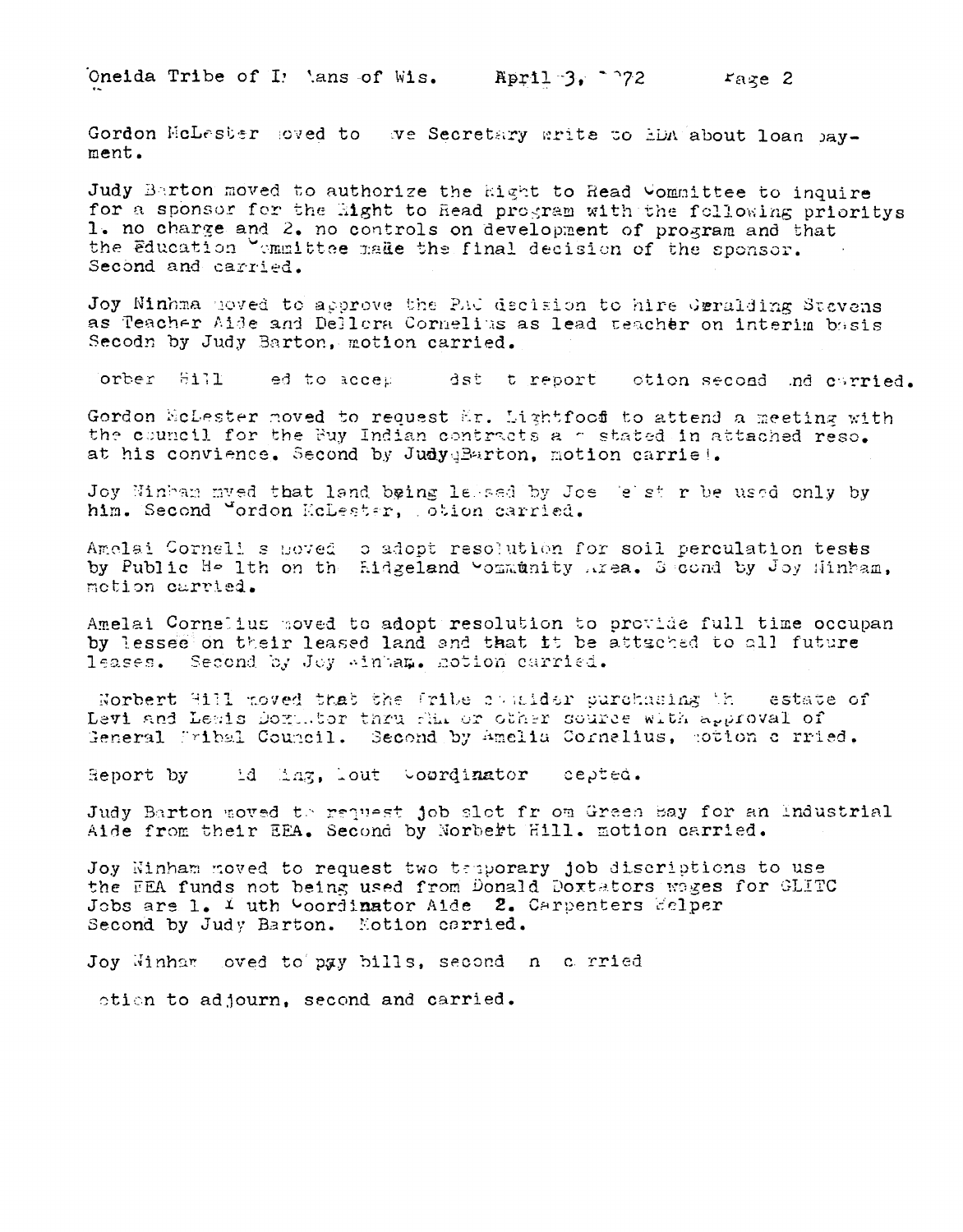Gordon McLester moved to have Secretary write to EDA about loan payment.

Judy Barton moved to authorize the Right to Read Committee to inquire for a sponsor for the Right to Read program with the following prioritys 1. no charge and 2. no controls on development of program and that the Education Committee make the final decision of the sponsor. Second and carried.

Joy Ninhma moved to approve the PAC decision to hire Geraldine Stevens as Teacher Aide and Dellora Cornelius as lead teacher on interim basis Secodn by Judy Barton, motion carried.

Norbert Hill moved to accept dst t report otion second and carried.

Gordon McLester moved to request Mr. Lightfoot to attend a meeting with the council for the Buy Indian contracts as stated in attached reso. at his convience. Second by Judy Barton, motion carried.

Joy Ninham moved that land being leased by Joe Webster be used only by him. Second Gordon McLester, motion carried.

Amelai Cornelius moved to adopt resolution for soil perculation tests by Public Health on the Ridgeland Community Area. Second by Joy Ninham, motion carried.

Amelai Cornelius moved to adopt resolution to provide full time occupan by lessee on their leased land and that it be attached to all future leases. Second by Joy Ninham. motion carried.

Norbert Hill moved that the Tribe consider purchasing the estate of Levi and Lewis Doxtator thru FHA or other source with approval of General Tribal Council. Second by Amelia Cornelius, motion carried.

Report by d King, Scout Coordinator cepted.

Judy Barton moved to request job slot from Green Bay for an Industrial Aide from their EEA. Second by Norbert Hill. motion carried.

Joy Ninham moved to request two temporary job discriptions to use the EEA funds not being used from Donald Doxtators wages for GLITC Jobs are 1. Youth Coordinator Aide 2. Carpenters Helper Second by Judy Barton. Motion carried.

Joy Ninham moved to pay bills, second and carried

Motion to adjourn, second and carried.